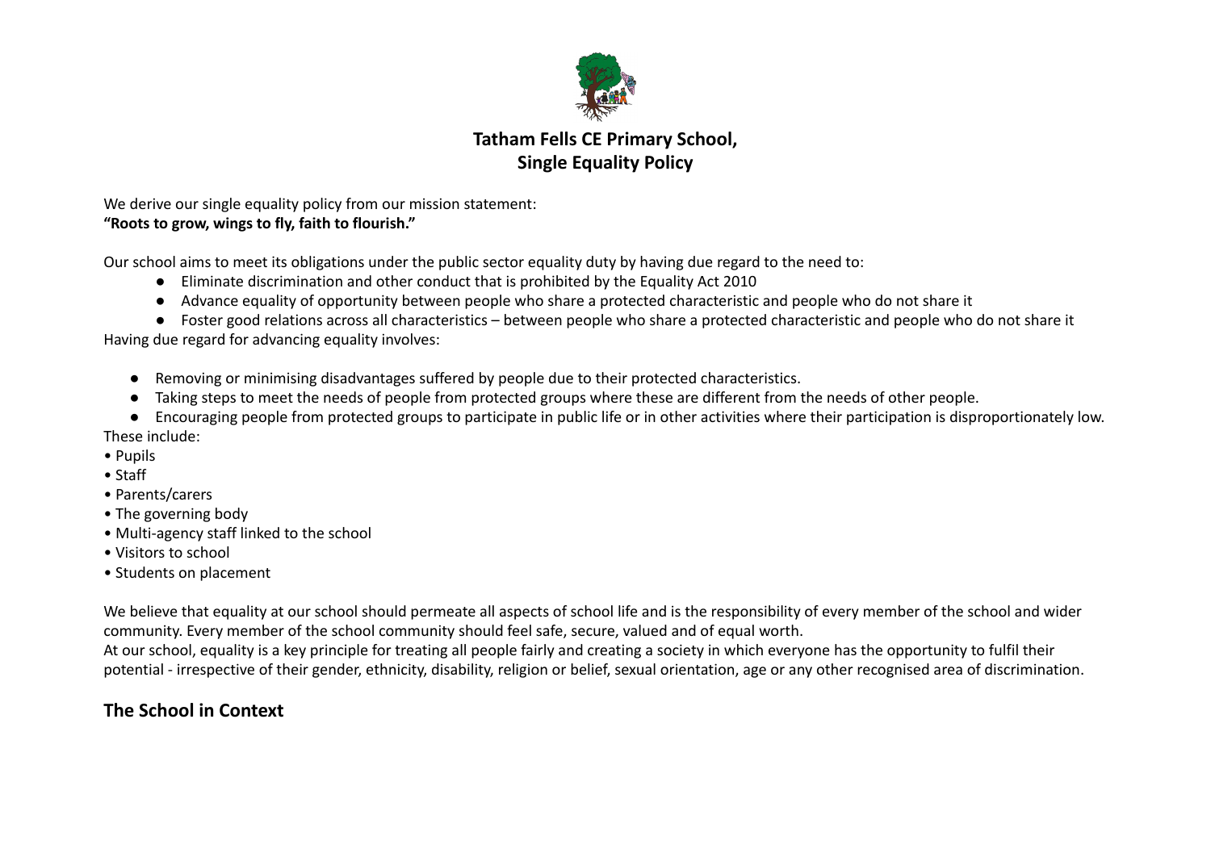# Tatham Fells CE Primary School,
# Single Equality Policy

We derive our single equality policy from our mission statement:
**"Roots to grow, wings to fly, faith to flourish."**

Our school aims to meet its obligations under the public sector equality duty by having due regard to the need to:

- Eliminate discrimination and other conduct that is prohibited by the Equality Act 2010
- Advance equality of opportunity between people who share a protected characteristic and people who do not share it
- Foster good relations across all characteristics – between people who share a protected characteristic and people who do not share it

Having due regard for advancing equality involves:

- Removing or minimising disadvantages suffered by people due to their protected characteristics.
- Taking steps to meet the needs of people from protected groups where these are different from the needs of other people.
- Encouraging people from protected groups to participate in public life or in other activities where their participation is disproportionately low.

These include:

- Pupils
- Staff
- Parents/carers
- The governing body
- Multi-agency staff linked to the school
- Visitors to school
- Students on placement

We believe that equality at our school should permeate all aspects of school life and is the responsibility of every member of the school and wider community. Every member of the school community should feel safe, secure, valued and of equal worth.

At our school, equality is a key principle for treating all people fairly and creating a society in which everyone has the opportunity to fulfil their potential - irrespective of their gender, ethnicity, disability, religion or belief, sexual orientation, age or any other recognised area of discrimination.

## The School in Context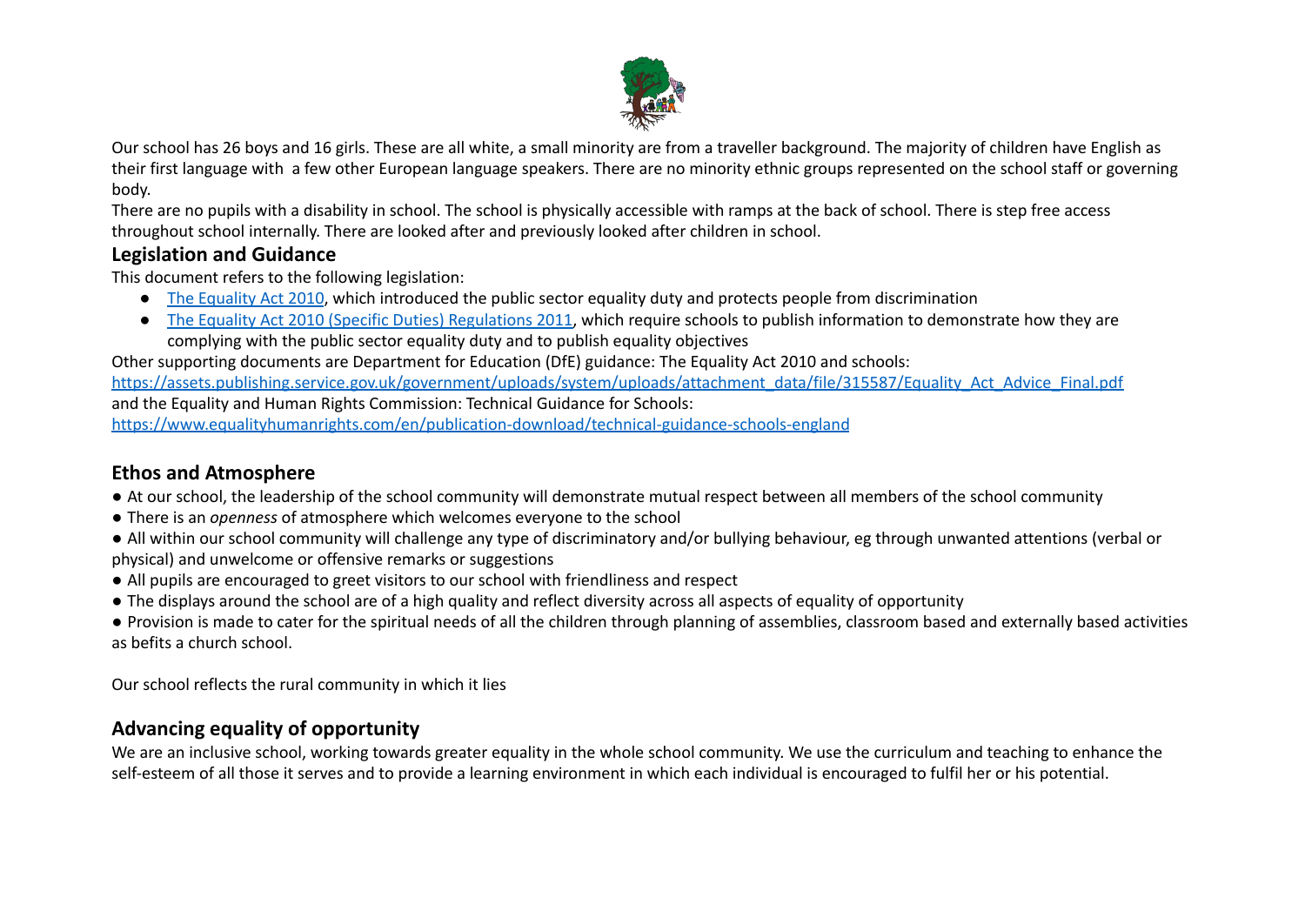Our school has 26 boys and 16 girls. These are all white, a small minority are from a traveller background. The majority of children have English as their first language with  a few other European language speakers. There are no minority ethnic groups represented on the school staff or governing body.

There are no pupils with a disability in school. The school is physically accessible with ramps at the back of school. There is step free access throughout school internally. There are looked after and previously looked after children in school.

## Legislation and Guidance

This document refers to the following legislation:

- The Equality Act 2010, which introduced the public sector equality duty and protects people from discrimination
- The Equality Act 2010 (Specific Duties) Regulations 2011, which require schools to publish information to demonstrate how they are complying with the public sector equality duty and to publish equality objectives

Other supporting documents are Department for Education (DfE) guidance: The Equality Act 2010 and schools:
https://assets.publishing.service.gov.uk/government/uploads/system/uploads/attachment_data/file/315587/Equality_Act_Advice_Final.pdf
and the Equality and Human Rights Commission: Technical Guidance for Schools:
https://www.equalityhumanrights.com/en/publication-download/technical-guidance-schools-england

## Ethos and Atmosphere

- At our school, the leadership of the school community will demonstrate mutual respect between all members of the school community
- There is an *openness* of atmosphere which welcomes everyone to the school
- All within our school community will challenge any type of discriminatory and/or bullying behaviour, eg through unwanted attentions (verbal or physical) and unwelcome or offensive remarks or suggestions
- All pupils are encouraged to greet visitors to our school with friendliness and respect
- The displays around the school are of a high quality and reflect diversity across all aspects of equality of opportunity
- Provision is made to cater for the spiritual needs of all the children through planning of assemblies, classroom based and externally based activities as befits a church school.

Our school reflects the rural community in which it lies

## Advancing equality of opportunity

We are an inclusive school, working towards greater equality in the whole school community. We use the curriculum and teaching to enhance the self-esteem of all those it serves and to provide a learning environment in which each individual is encouraged to fulfil her or his potential.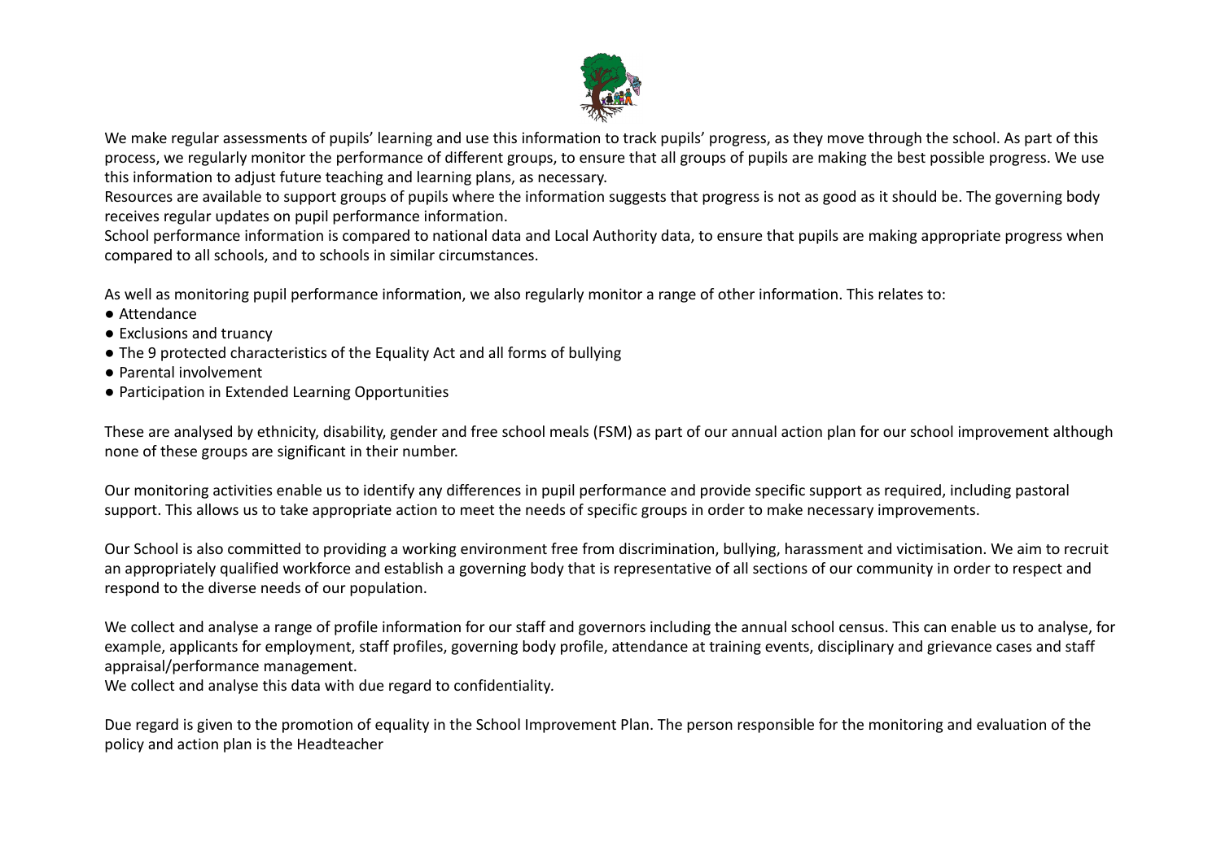We make regular assessments of pupils' learning and use this information to track pupils' progress, as they move through the school. As part of this process, we regularly monitor the performance of different groups, to ensure that all groups of pupils are making the best possible progress. We use this information to adjust future teaching and learning plans, as necessary.

Resources are available to support groups of pupils where the information suggests that progress is not as good as it should be. The governing body receives regular updates on pupil performance information.

School performance information is compared to national data and Local Authority data, to ensure that pupils are making appropriate progress when compared to all schools, and to schools in similar circumstances.

As well as monitoring pupil performance information, we also regularly monitor a range of other information. This relates to:

- Attendance
- Exclusions and truancy
- The 9 protected characteristics of the Equality Act and all forms of bullying
- Parental involvement
- Participation in Extended Learning Opportunities

These are analysed by ethnicity, disability, gender and free school meals (FSM) as part of our annual action plan for our school improvement although none of these groups are significant in their number.

Our monitoring activities enable us to identify any differences in pupil performance and provide specific support as required, including pastoral support. This allows us to take appropriate action to meet the needs of specific groups in order to make necessary improvements.

Our School is also committed to providing a working environment free from discrimination, bullying, harassment and victimisation. We aim to recruit an appropriately qualified workforce and establish a governing body that is representative of all sections of our community in order to respect and respond to the diverse needs of our population.

We collect and analyse a range of profile information for our staff and governors including the annual school census. This can enable us to analyse, for example, applicants for employment, staff profiles, governing body profile, attendance at training events, disciplinary and grievance cases and staff appraisal/performance management.

We collect and analyse this data with due regard to confidentiality.

Due regard is given to the promotion of equality in the School Improvement Plan. The person responsible for the monitoring and evaluation of the policy and action plan is the Headteacher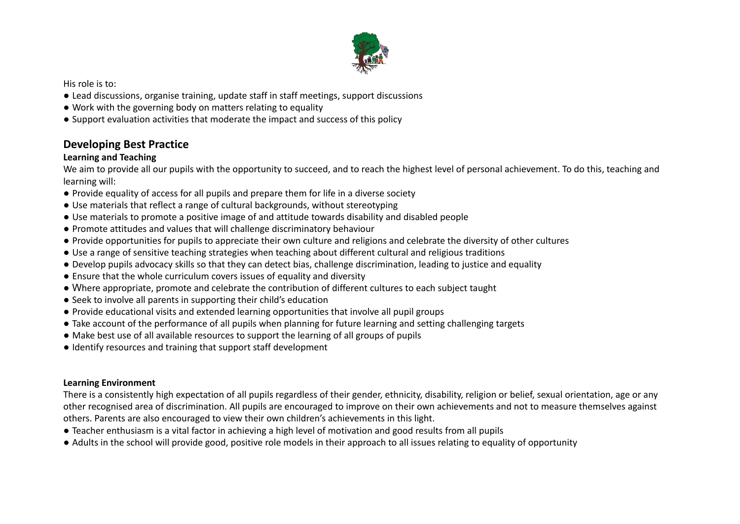His role is to:

- Lead discussions, organise training, update staff in staff meetings, support discussions
- Work with the governing body on matters relating to equality
- Support evaluation activities that moderate the impact and success of this policy

## Developing Best Practice

**Learning and Teaching**

We aim to provide all our pupils with the opportunity to succeed, and to reach the highest level of personal achievement. To do this, teaching and learning will:

- Provide equality of access for all pupils and prepare them for life in a diverse society
- Use materials that reflect a range of cultural backgrounds, without stereotyping
- Use materials to promote a positive image of and attitude towards disability and disabled people
- Promote attitudes and values that will challenge discriminatory behaviour
- Provide opportunities for pupils to appreciate their own culture and religions and celebrate the diversity of other cultures
- Use a range of sensitive teaching strategies when teaching about different cultural and religious traditions
- Develop pupils advocacy skills so that they can detect bias, challenge discrimination, leading to justice and equality
- Ensure that the whole curriculum covers issues of equality and diversity
- Where appropriate, promote and celebrate the contribution of different cultures to each subject taught
- Seek to involve all parents in supporting their child's education
- Provide educational visits and extended learning opportunities that involve all pupil groups
- Take account of the performance of all pupils when planning for future learning and setting challenging targets
- Make best use of all available resources to support the learning of all groups of pupils
- Identify resources and training that support staff development

**Learning Environment**

There is a consistently high expectation of all pupils regardless of their gender, ethnicity, disability, religion or belief, sexual orientation, age or any other recognised area of discrimination. All pupils are encouraged to improve on their own achievements and not to measure themselves against others. Parents are also encouraged to view their own children's achievements in this light.

- Teacher enthusiasm is a vital factor in achieving a high level of motivation and good results from all pupils
- Adults in the school will provide good, positive role models in their approach to all issues relating to equality of opportunity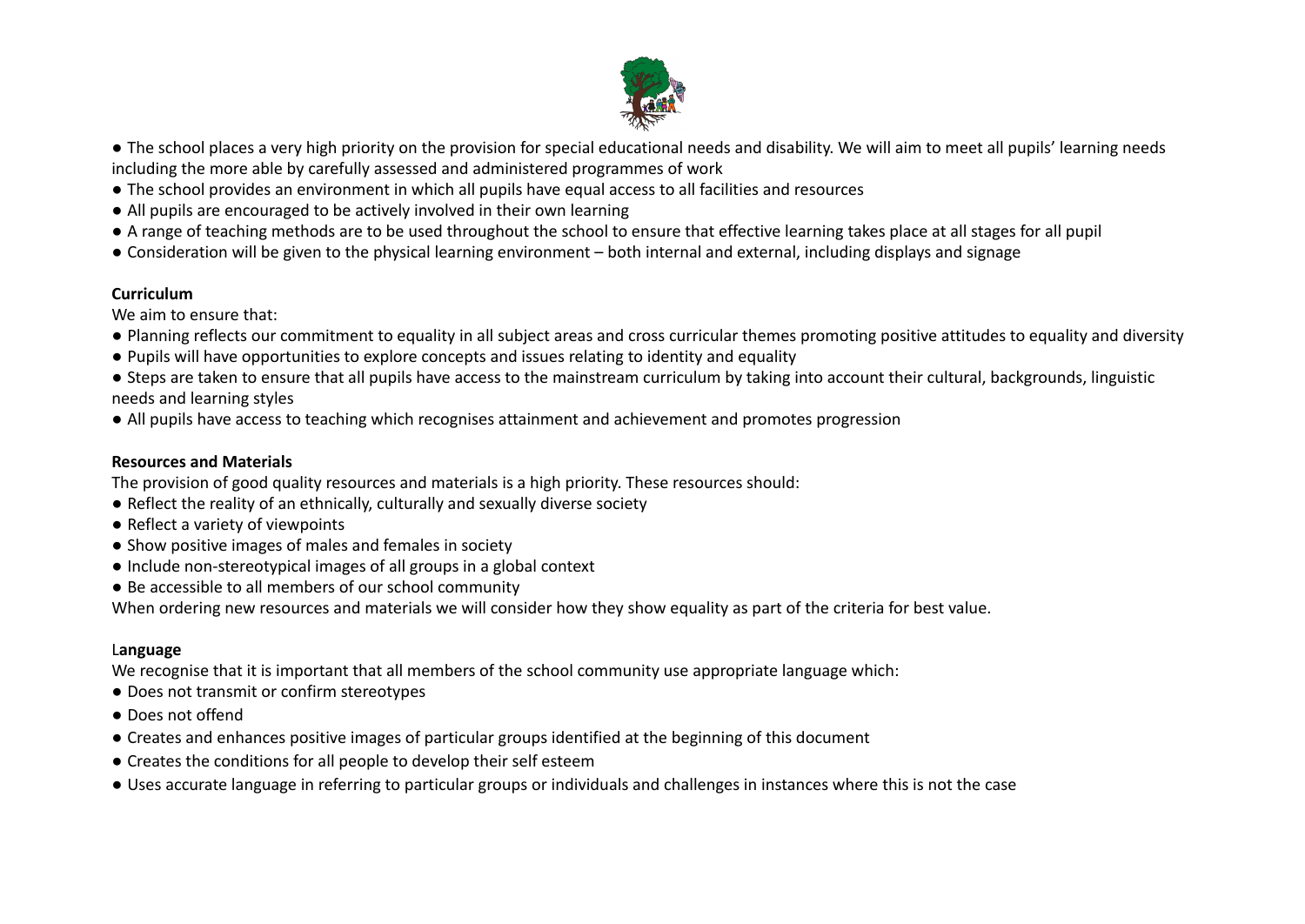- The school places a very high priority on the provision for special educational needs and disability. We will aim to meet all pupils' learning needs including the more able by carefully assessed and administered programmes of work
- The school provides an environment in which all pupils have equal access to all facilities and resources
- All pupils are encouraged to be actively involved in their own learning
- A range of teaching methods are to be used throughout the school to ensure that effective learning takes place at all stages for all pupil
- Consideration will be given to the physical learning environment – both internal and external, including displays and signage

**Curriculum**

We aim to ensure that:

- Planning reflects our commitment to equality in all subject areas and cross curricular themes promoting positive attitudes to equality and diversity
- Pupils will have opportunities to explore concepts and issues relating to identity and equality
- Steps are taken to ensure that all pupils have access to the mainstream curriculum by taking into account their cultural, backgrounds, linguistic needs and learning styles
- All pupils have access to teaching which recognises attainment and achievement and promotes progression

**Resources and Materials**

The provision of good quality resources and materials is a high priority. These resources should:

- Reflect the reality of an ethnically, culturally and sexually diverse society
- Reflect a variety of viewpoints
- Show positive images of males and females in society
- Include non-stereotypical images of all groups in a global context
- Be accessible to all members of our school community

When ordering new resources and materials we will consider how they show equality as part of the criteria for best value.

L**anguage**

We recognise that it is important that all members of the school community use appropriate language which:

- Does not transmit or confirm stereotypes
- Does not offend
- Creates and enhances positive images of particular groups identified at the beginning of this document
- Creates the conditions for all people to develop their self esteem
- Uses accurate language in referring to particular groups or individuals and challenges in instances where this is not the case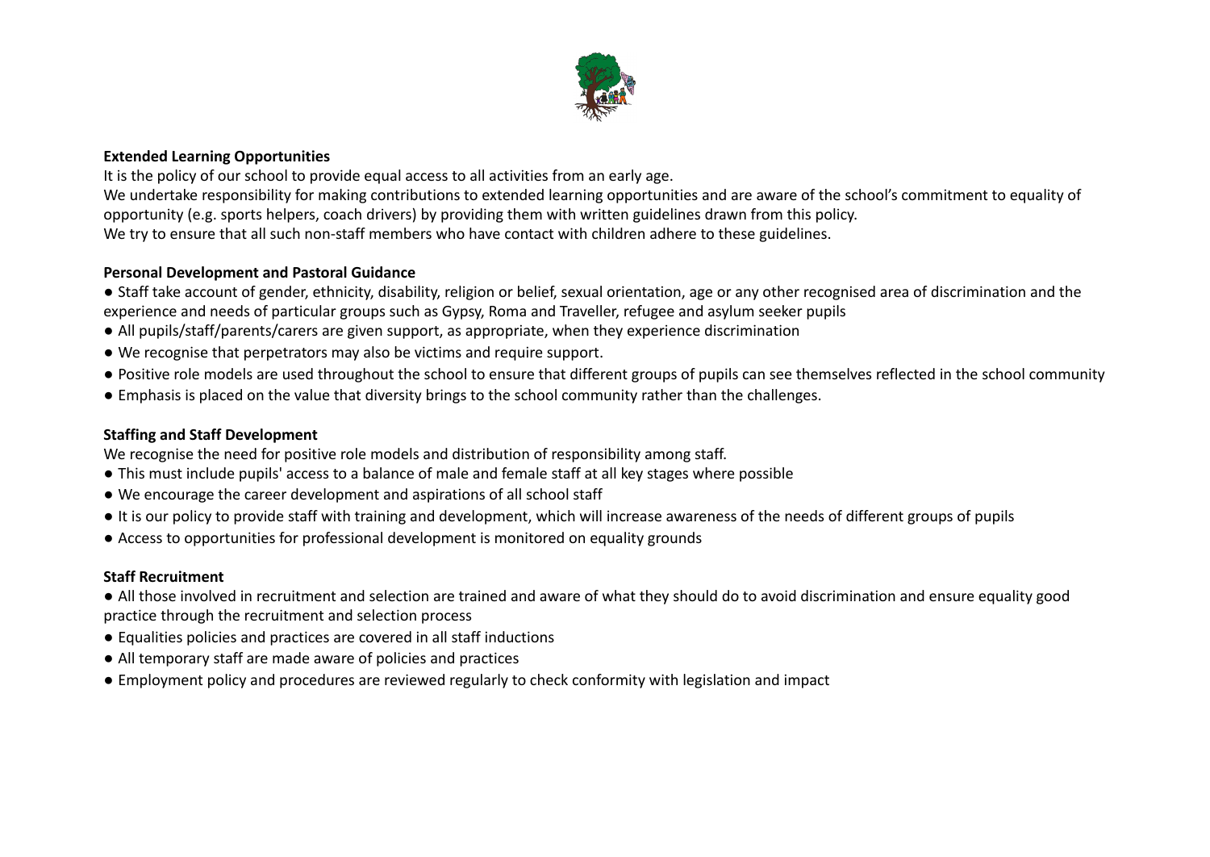**Extended Learning Opportunities**

It is the policy of our school to provide equal access to all activities from an early age.

We undertake responsibility for making contributions to extended learning opportunities and are aware of the school's commitment to equality of opportunity (e.g. sports helpers, coach drivers) by providing them with written guidelines drawn from this policy.

We try to ensure that all such non-staff members who have contact with children adhere to these guidelines.

**Personal Development and Pastoral Guidance**

- Staff take account of gender, ethnicity, disability, religion or belief, sexual orientation, age or any other recognised area of discrimination and the experience and needs of particular groups such as Gypsy, Roma and Traveller, refugee and asylum seeker pupils
- All pupils/staff/parents/carers are given support, as appropriate, when they experience discrimination
- We recognise that perpetrators may also be victims and require support.
- Positive role models are used throughout the school to ensure that different groups of pupils can see themselves reflected in the school community
- Emphasis is placed on the value that diversity brings to the school community rather than the challenges.

**Staffing and Staff Development**

We recognise the need for positive role models and distribution of responsibility among staff.

- This must include pupils' access to a balance of male and female staff at all key stages where possible
- We encourage the career development and aspirations of all school staff
- It is our policy to provide staff with training and development, which will increase awareness of the needs of different groups of pupils
- Access to opportunities for professional development is monitored on equality grounds

**Staff Recruitment**

- All those involved in recruitment and selection are trained and aware of what they should do to avoid discrimination and ensure equality good practice through the recruitment and selection process
- Equalities policies and practices are covered in all staff inductions
- All temporary staff are made aware of policies and practices
- Employment policy and procedures are reviewed regularly to check conformity with legislation and impact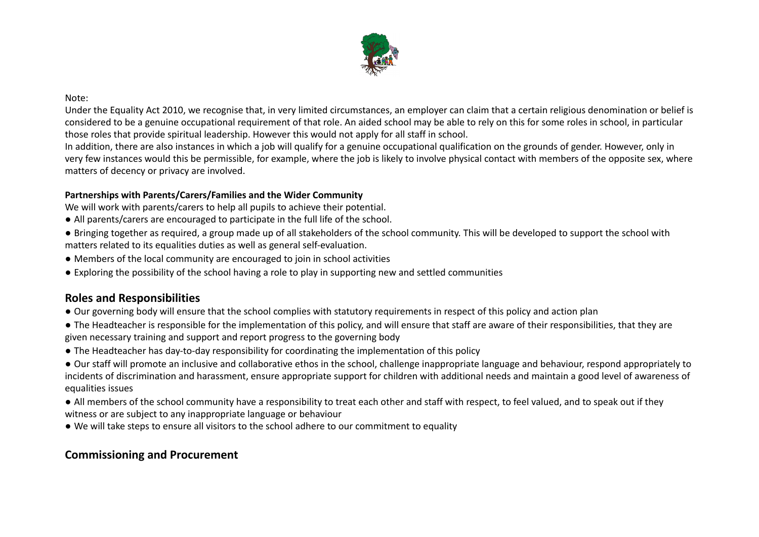Note:
Under the Equality Act 2010, we recognise that, in very limited circumstances, an employer can claim that a certain religious denomination or belief is considered to be a genuine occupational requirement of that role. An aided school may be able to rely on this for some roles in school, in particular those roles that provide spiritual leadership. However this would not apply for all staff in school.
In addition, there are also instances in which a job will qualify for a genuine occupational qualification on the grounds of gender. However, only in very few instances would this be permissible, for example, where the job is likely to involve physical contact with members of the opposite sex, where matters of decency or privacy are involved.

**Partnerships with Parents/Carers/Families and the Wider Community**

We will work with parents/carers to help all pupils to achieve their potential.

- All parents/carers are encouraged to participate in the full life of the school.
- Bringing together as required, a group made up of all stakeholders of the school community. This will be developed to support the school with matters related to its equalities duties as well as general self-evaluation.
- Members of the local community are encouraged to join in school activities
- Exploring the possibility of the school having a role to play in supporting new and settled communities

## Roles and Responsibilities

- Our governing body will ensure that the school complies with statutory requirements in respect of this policy and action plan
- The Headteacher is responsible for the implementation of this policy, and will ensure that staff are aware of their responsibilities, that they are given necessary training and support and report progress to the governing body
- The Headteacher has day-to-day responsibility for coordinating the implementation of this policy
- Our staff will promote an inclusive and collaborative ethos in the school, challenge inappropriate language and behaviour, respond appropriately to incidents of discrimination and harassment, ensure appropriate support for children with additional needs and maintain a good level of awareness of equalities issues
- All members of the school community have a responsibility to treat each other and staff with respect, to feel valued, and to speak out if they witness or are subject to any inappropriate language or behaviour
- We will take steps to ensure all visitors to the school adhere to our commitment to equality

## Commissioning and Procurement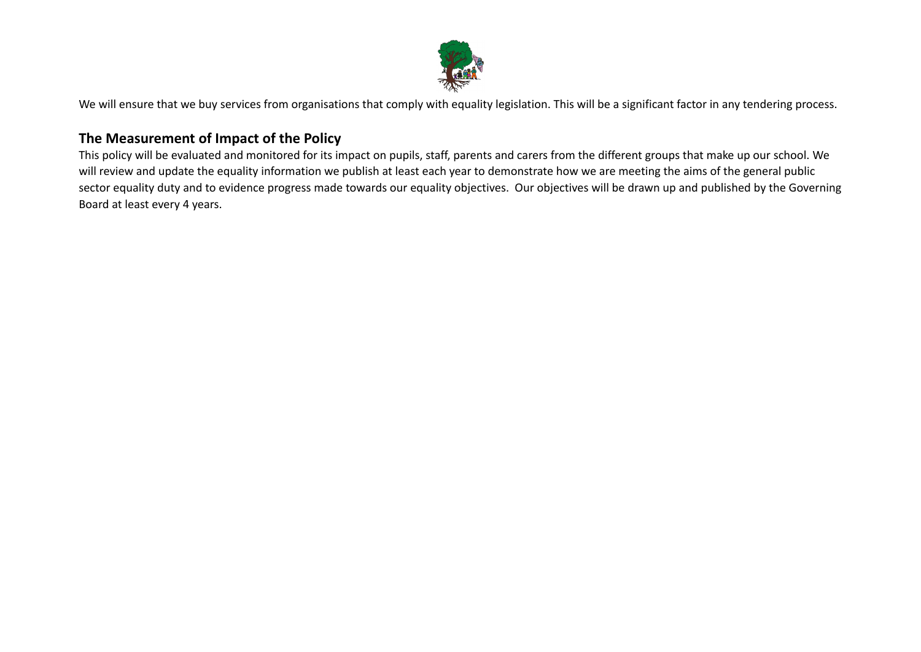We will ensure that we buy services from organisations that comply with equality legislation. This will be a significant factor in any tendering process.

## The Measurement of Impact of the Policy

This policy will be evaluated and monitored for its impact on pupils, staff, parents and carers from the different groups that make up our school. We will review and update the equality information we publish at least each year to demonstrate how we are meeting the aims of the general public sector equality duty and to evidence progress made towards our equality objectives. Our objectives will be drawn up and published by the Governing Board at least every 4 years.